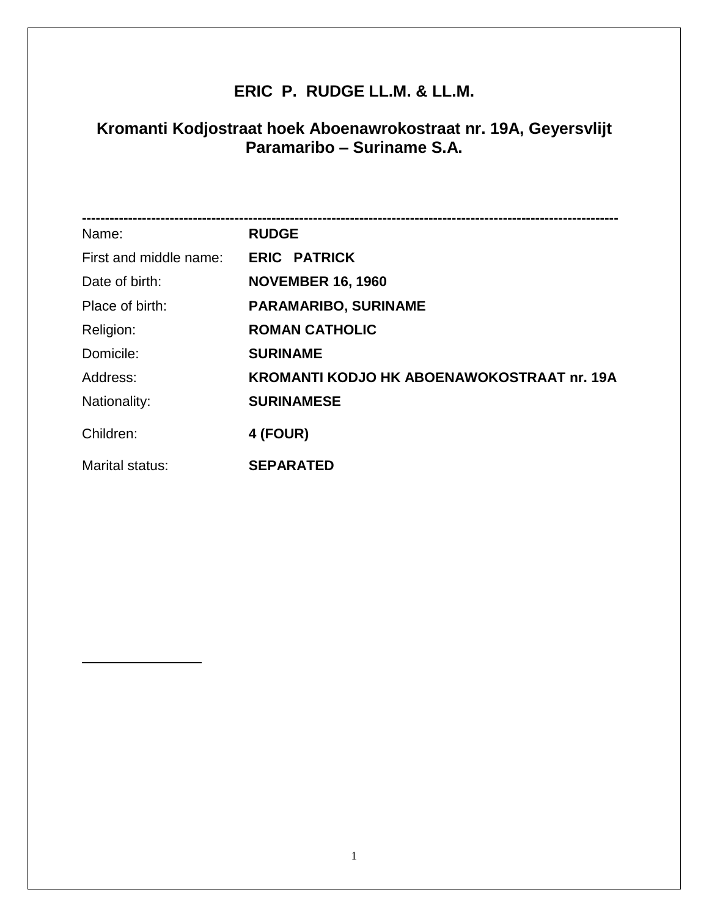# ERIC P. RUDGE LL.M. & LL.M.

## Kromanti Kodjostraat hoek Aboenawrokostraat nr. 19A, Geyersvlijt Paramaribo – Suriname S.A.

---

| | |
|---|---|
| Name: | **RUDGE** |
| First and middle name: | **ERIC PATRICK** |
| Date of birth: | **NOVEMBER 16, 1960** |
| Place of birth: | **PARAMARIBO, SURINAME** |
| Religion: | **ROMAN CATHOLIC** |
| Domicile: | **SURINAME** |
| Address: | **KROMANTI KODJO HK ABOENAWOKOSTRAAT nr. 19A** |
| Nationality: | **SURINAMESE** |
| Children: | **4 (FOUR)** |
| Marital status: | **SEPARATED** |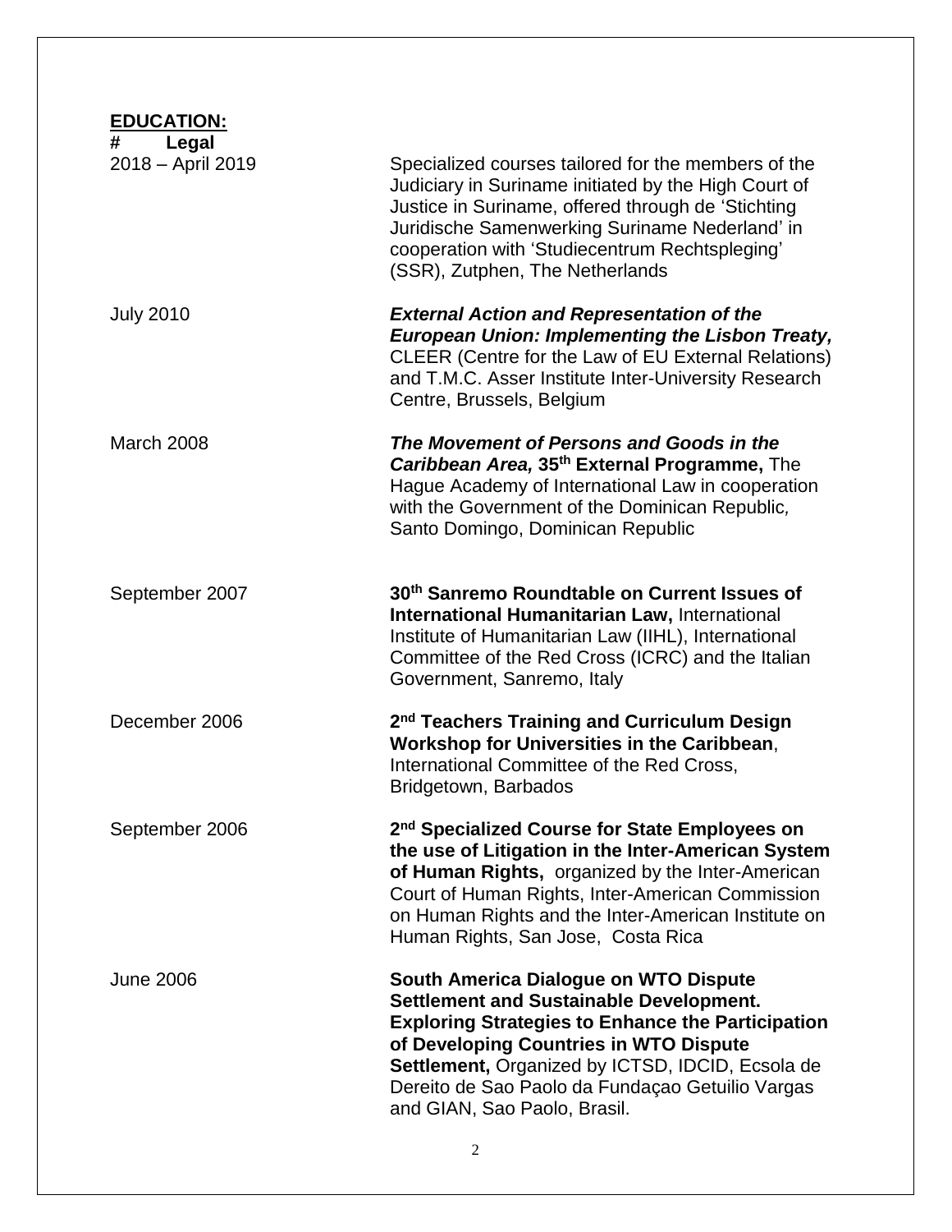**EDUCATION:**

**# Legal**

| | |
|---|---|
| 2018 – April 2019 | Specialized courses tailored for the members of the Judiciary in Suriname initiated by the High Court of Justice in Suriname, offered through de 'Stichting Juridische Samenwerking Suriname Nederland' in cooperation with 'Studiecentrum Rechtspleging' (SSR), Zutphen, The Netherlands |
| July 2010 | ***External Action and Representation of the European Union: Implementing the Lisbon Treaty,*** CLEER (Centre for the Law of EU External Relations) and T.M.C. Asser Institute Inter-University Research Centre, Brussels, Belgium |
| March 2008 | ***The Movement of Persons and Goods in the Caribbean Area,* 35th External Programme,** The Hague Academy of International Law in cooperation with the Government of the Dominican Republic, Santo Domingo, Dominican Republic |
| September 2007 | **30th Sanremo Roundtable on Current Issues of International Humanitarian Law,** International Institute of Humanitarian Law (IIHL), International Committee of the Red Cross (ICRC) and the Italian Government, Sanremo, Italy |
| December 2006 | **2nd Teachers Training and Curriculum Design Workshop for Universities in the Caribbean**, International Committee of the Red Cross, Bridgetown, Barbados |
| September 2006 | **2nd Specialized Course for State Employees on the use of Litigation in the Inter-American System of Human Rights,** organized by the Inter-American Court of Human Rights, Inter-American Commission on Human Rights and the Inter-American Institute on Human Rights, San Jose, Costa Rica |
| June 2006 | **South America Dialogue on WTO Dispute Settlement and Sustainable Development. Exploring Strategies to Enhance the Participation of Developing Countries in WTO Dispute Settlement,** Organized by ICTSD, IDCID, Ecsola de Dereito de Sao Paolo da Fundaçao Getuilio Vargas and GIAN, Sao Paolo, Brasil. |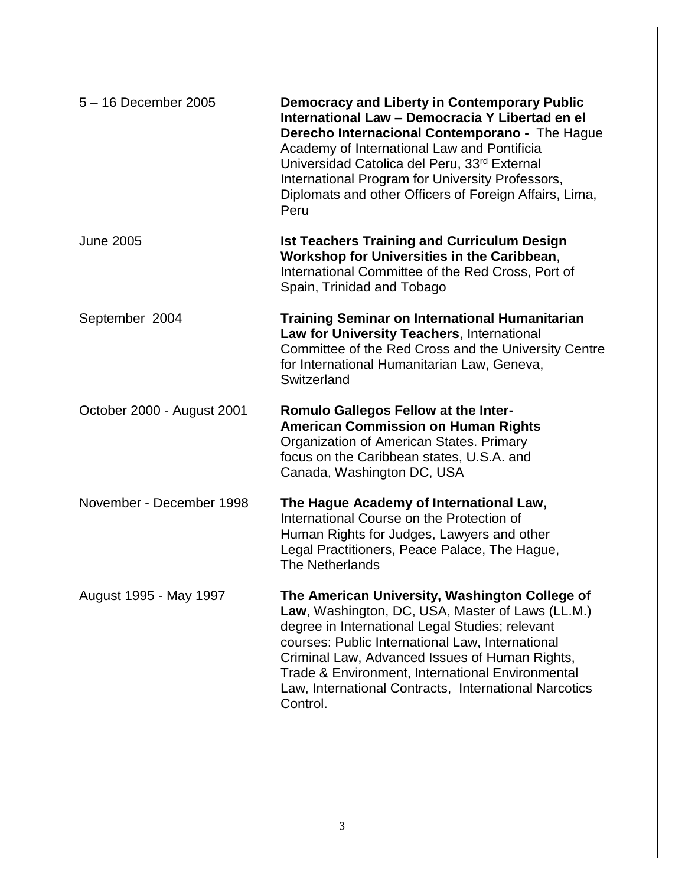| | |
|---|---|
| 5 – 16 December 2005 | **Democracy and Liberty in Contemporary Public International Law – Democracia Y Libertad en el Derecho Internacional Contemporano -** The Hague Academy of International Law and Pontificia Universidad Catolica del Peru, 33rd External International Program for University Professors, Diplomats and other Officers of Foreign Affairs, Lima, Peru |
| June 2005 | **Ist Teachers Training and Curriculum Design Workshop for Universities in the Caribbean**, International Committee of the Red Cross, Port of Spain, Trinidad and Tobago |
| September 2004 | **Training Seminar on International Humanitarian Law for University Teachers**, International Committee of the Red Cross and the University Centre for International Humanitarian Law, Geneva, Switzerland |
| October 2000 - August 2001 | **Romulo Gallegos Fellow at the Inter-American Commission on Human Rights** Organization of American States. Primary focus on the Caribbean states, U.S.A. and Canada, Washington DC, USA |
| November - December 1998 | **The Hague Academy of International Law,** International Course on the Protection of Human Rights for Judges, Lawyers and other Legal Practitioners, Peace Palace, The Hague, The Netherlands |
| August 1995 - May 1997 | **The American University, Washington College of Law**, Washington, DC, USA, Master of Laws (LL.M.) degree in International Legal Studies; relevant courses: Public International Law, International Criminal Law, Advanced Issues of Human Rights, Trade & Environment, International Environmental Law, International Contracts, International Narcotics Control. |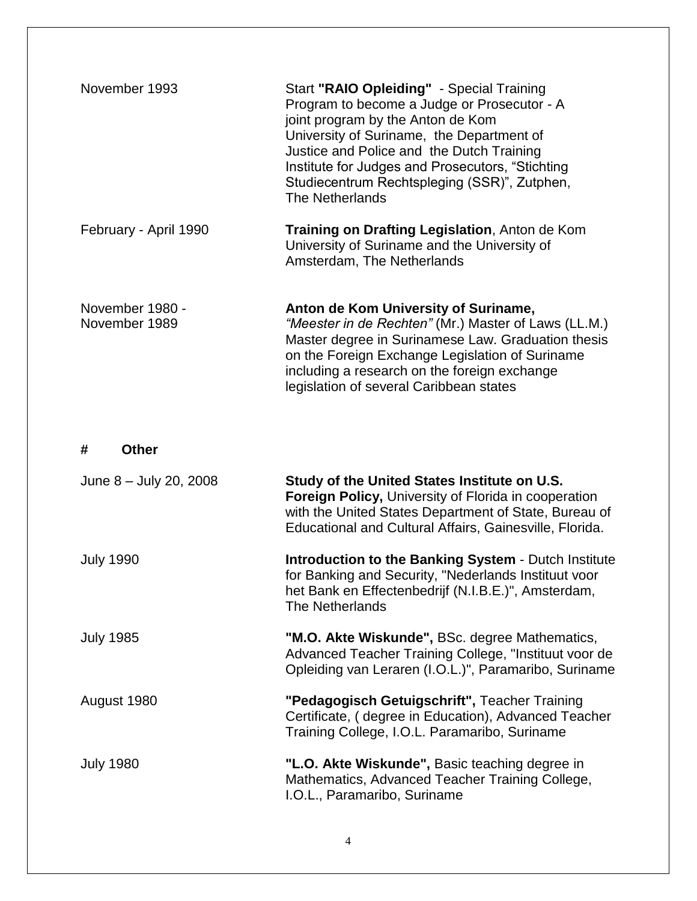| | |
|---|---|
| November 1993 | Start **"RAIO Opleiding"** - Special Training Program to become a Judge or Prosecutor - A joint program by the Anton de Kom University of Suriname, the Department of Justice and Police and the Dutch Training Institute for Judges and Prosecutors, "Stichting Studiecentrum Rechtspleging (SSR)", Zutphen, The Netherlands |
| February - April 1990 | **Training on Drafting Legislation**, Anton de Kom University of Suriname and the University of Amsterdam, The Netherlands |
| November 1980 - November 1989 | **Anton de Kom University of Suriname,** *"Meester in de Rechten"* (Mr.) Master of Laws (LL.M.) Master degree in Surinamese Law. Graduation thesis on the Foreign Exchange Legislation of Suriname including a research on the foreign exchange legislation of several Caribbean states |

**# Other**

| | |
|---|---|
| June 8 – July 20, 2008 | **Study of the United States Institute on U.S. Foreign Policy,** University of Florida in cooperation with the United States Department of State, Bureau of Educational and Cultural Affairs, Gainesville, Florida. |
| July 1990 | **Introduction to the Banking System** - Dutch Institute for Banking and Security, "Nederlands Instituut voor het Bank en Effectenbedrijf (N.I.B.E.)", Amsterdam, The Netherlands |
| July 1985 | **"M.O. Akte Wiskunde",** BSc. degree Mathematics, Advanced Teacher Training College, "Instituut voor de Opleiding van Leraren (I.O.L.)", Paramaribo, Suriname |
| August 1980 | **"Pedagogisch Getuigschrift",** Teacher Training Certificate, ( degree in Education), Advanced Teacher Training College, I.O.L. Paramaribo, Suriname |
| July 1980 | **"L.O. Akte Wiskunde",** Basic teaching degree in Mathematics, Advanced Teacher Training College, I.O.L., Paramaribo, Suriname |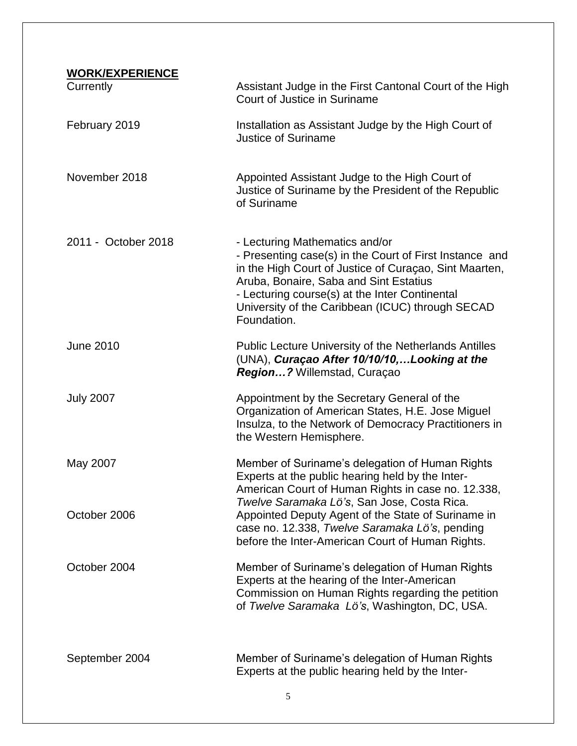**WORK/EXPERIENCE**

| | |
|---|---|
| Currently | Assistant Judge in the First Cantonal Court of the High Court of Justice in Suriname |
| February 2019 | Installation as Assistant Judge by the High Court of Justice of Suriname |
| November 2018 | Appointed Assistant Judge to the High Court of Justice of Suriname by the President of the Republic of Suriname |
| 2011 - October 2018 | - Lecturing Mathematics and/or<br>- Presenting case(s) in the Court of First Instance and in the High Court of Justice of Curaçao, Sint Maarten, Aruba, Bonaire, Saba and Sint Estatius<br>- Lecturing course(s) at the Inter Continental University of the Caribbean (ICUC) through SECAD Foundation. |
| June 2010 | Public Lecture University of the Netherlands Antilles (UNA), ***Curaçao After 10/10/10,…Looking at the Region…?*** Willemstad, Curaçao |
| July 2007 | Appointment by the Secretary General of the Organization of American States, H.E. Jose Miguel Insulza, to the Network of Democracy Practitioners in the Western Hemisphere. |
| May 2007 | Member of Suriname's delegation of Human Rights Experts at the public hearing held by the Inter-American Court of Human Rights in case no. 12.338, *Twelve Saramaka Lö's*, San Jose, Costa Rica. |
| October 2006 | Appointed Deputy Agent of the State of Suriname in case no. 12.338, *Twelve Saramaka Lö's*, pending before the Inter-American Court of Human Rights. |
| October 2004 | Member of Suriname's delegation of Human Rights Experts at the hearing of the Inter-American Commission on Human Rights regarding the petition of *Twelve Saramaka Lö's*, Washington, DC, USA. |
| September 2004 | Member of Suriname's delegation of Human Rights Experts at the public hearing held by the Inter- |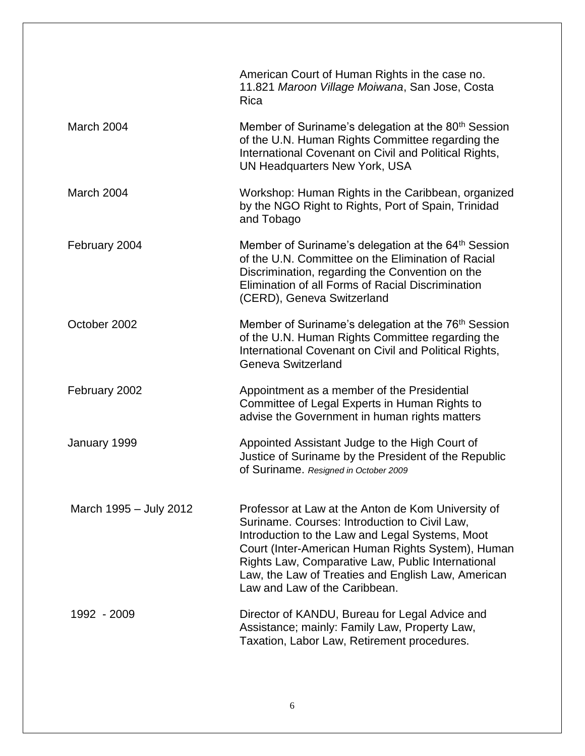| | |
|---|---|
| | American Court of Human Rights in the case no. 11.821 *Maroon Village Moiwana*, San Jose, Costa Rica |
| March 2004 | Member of Suriname's delegation at the 80th Session of the U.N. Human Rights Committee regarding the International Covenant on Civil and Political Rights, UN Headquarters New York, USA |
| March 2004 | Workshop: Human Rights in the Caribbean, organized by the NGO Right to Rights, Port of Spain, Trinidad and Tobago |
| February 2004 | Member of Suriname's delegation at the 64th Session of the U.N. Committee on the Elimination of Racial Discrimination, regarding the Convention on the Elimination of all Forms of Racial Discrimination (CERD), Geneva Switzerland |
| October 2002 | Member of Suriname's delegation at the 76th Session of the U.N. Human Rights Committee regarding the International Covenant on Civil and Political Rights, Geneva Switzerland |
| February 2002 | Appointment as a member of the Presidential Committee of Legal Experts in Human Rights to advise the Government in human rights matters |
| January 1999 | Appointed Assistant Judge to the High Court of Justice of Suriname by the President of the Republic of Suriname. *Resigned in October 2009* |
| March 1995 – July 2012 | Professor at Law at the Anton de Kom University of Suriname. Courses: Introduction to Civil Law, Introduction to the Law and Legal Systems, Moot Court (Inter-American Human Rights System), Human Rights Law, Comparative Law, Public International Law, the Law of Treaties and English Law, American Law and Law of the Caribbean. |
| 1992 - 2009 | Director of KANDU, Bureau for Legal Advice and Assistance; mainly: Family Law, Property Law, Taxation, Labor Law, Retirement procedures. |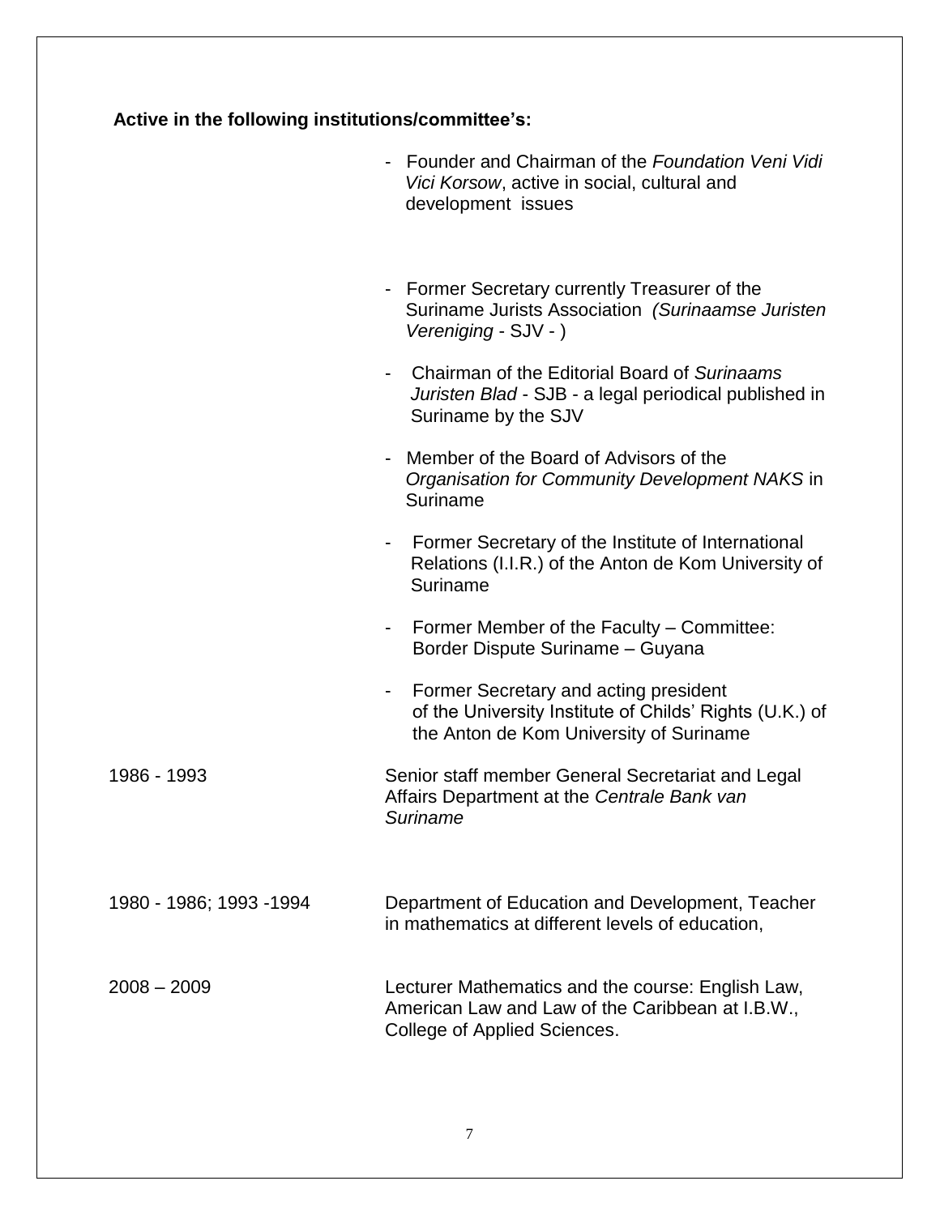**Active in the following institutions/committee's:**

- Founder and Chairman of the *Foundation Veni Vidi Vici Korsow*, active in social, cultural and development issues
- Former Secretary currently Treasurer of the Suriname Jurists Association *(Surinaamse Juristen Vereniging* - SJV - )
- Chairman of the Editorial Board of *Surinaams Juristen Blad* - SJB - a legal periodical published in Suriname by the SJV
- Member of the Board of Advisors of the *Organisation for Community Development NAKS* in Suriname
- Former Secretary of the Institute of International Relations (I.I.R.) of the Anton de Kom University of Suriname
- Former Member of the Faculty – Committee: Border Dispute Suriname – Guyana
- Former Secretary and acting president of the University Institute of Childs' Rights (U.K.) of the Anton de Kom University of Suriname

| | |
|---|---|
| 1986 - 1993 | Senior staff member General Secretariat and Legal Affairs Department at the *Centrale Bank van Suriname* |
| 1980 - 1986; 1993 -1994 | Department of Education and Development, Teacher in mathematics at different levels of education, |
| 2008 – 2009 | Lecturer Mathematics and the course: English Law, American Law and Law of the Caribbean at I.B.W., College of Applied Sciences. |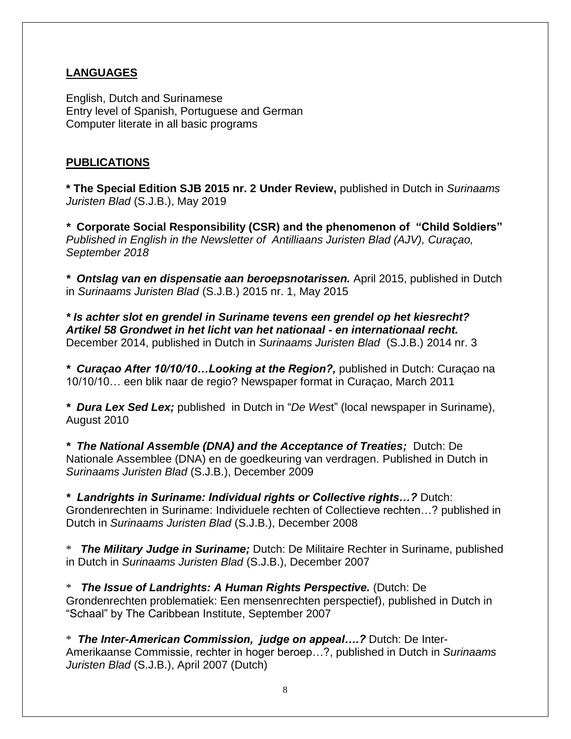## LANGUAGES

English, Dutch and Surinamese
Entry level of Spanish, Portuguese and German
Computer literate in all basic programs

## PUBLICATIONS

**\* The Special Edition SJB 2015 nr. 2 Under Review,** published in Dutch in *Surinaams Juristen Blad* (S.J.B.), May 2019

**\* Corporate Social Responsibility (CSR) and the phenomenon of "Child Soldiers"** *Published in English in the Newsletter of Antilliaans Juristen Blad (AJV), Curaçao, September 2018*

***\* Ontslag van en dispensatie aan beroepsnotarissen.*** April 2015, published in Dutch in *Surinaams Juristen Blad* (S.J.B.) 2015 nr. 1, May 2015

***\* Is achter slot en grendel in Suriname tevens een grendel op het kiesrecht? Artikel 58 Grondwet in het licht van het nationaal - en internationaal recht.*** December 2014, published in Dutch in *Surinaams Juristen Blad* (S.J.B.) 2014 nr. 3

***\* Curaçao After 10/10/10…Looking at the Region?,*** published in Dutch: Curaçao na 10/10/10… een blik naar de regio? Newspaper format in Curaçao, March 2011

***\* Dura Lex Sed Lex;*** published in Dutch in "*De West*" (local newspaper in Suriname), August 2010

***\* The National Assemble (DNA) and the Acceptance of Treaties;*** Dutch: De Nationale Assemblee (DNA) en de goedkeuring van verdragen. Published in Dutch in *Surinaams Juristen Blad* (S.J.B.), December 2009

***\* Landrights in Suriname: Individual rights or Collective rights…?*** Dutch: Grondenrechten in Suriname: Individuele rechten of Collectieve rechten…? published in Dutch in *Surinaams Juristen Blad* (S.J.B.), December 2008

\* ***The Military Judge in Suriname;*** Dutch: De Militaire Rechter in Suriname, published in Dutch in *Surinaams Juristen Blad* (S.J.B.), December 2007

\* ***The Issue of Landrights: A Human Rights Perspective.*** (Dutch: De Grondenrechten problematiek: Een mensenrechten perspectief), published in Dutch in "Schaal" by The Caribbean Institute, September 2007

\* ***The Inter-American Commission, judge on appeal….?*** Dutch: De Inter-Amerikaanse Commissie, rechter in hoger beroep…?, published in Dutch in *Surinaams Juristen Blad* (S.J.B.), April 2007 (Dutch)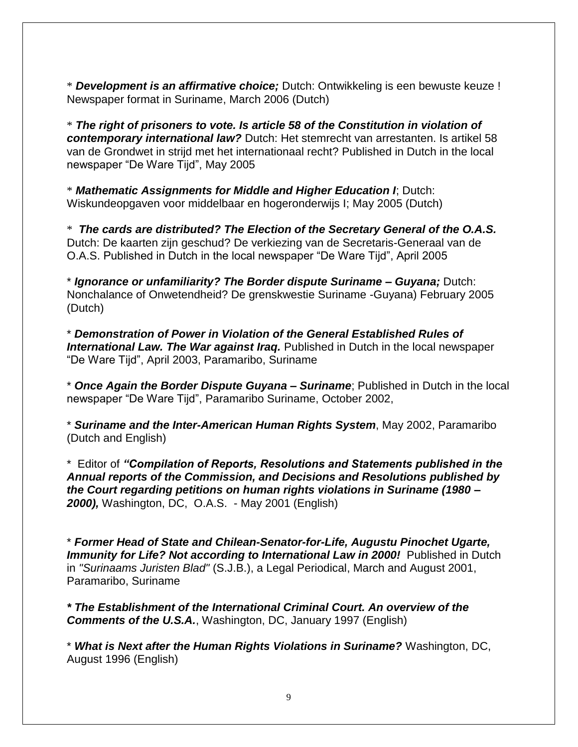* ***Development is an affirmative choice;*** Dutch: Ontwikkeling is een bewuste keuze ! Newspaper format in Suriname, March 2006 (Dutch)

* ***The right of prisoners to vote. Is article 58 of the Constitution in violation of contemporary international law?*** Dutch: Het stemrecht van arrestanten. Is artikel 58 van de Grondwet in strijd met het internationaal recht? Published in Dutch in the local newspaper “De Ware Tijd”, May 2005

* ***Mathematic Assignments for Middle and Higher Education I***; Dutch: Wiskundeopgaven voor middelbaar en hogeronderwijs I; May 2005 (Dutch)

* ***The cards are distributed? The Election of the Secretary General of the O.A.S.*** Dutch: De kaarten zijn geschud? De verkiezing van de Secretaris-Generaal van de O.A.S. Published in Dutch in the local newspaper “De Ware Tijd”, April 2005

* ***Ignorance or unfamiliarity? The Border dispute Suriname – Guyana;*** Dutch: Nonchalance of Onwetendheid? De grenskwestie Suriname -Guyana) February 2005 (Dutch)

* ***Demonstration of Power in Violation of the General Established Rules of International Law. The War against Iraq.*** Published in Dutch in the local newspaper “De Ware Tijd”, April 2003, Paramaribo, Suriname

* ***Once Again the Border Dispute Guyana – Suriname***; Published in Dutch in the local newspaper “De Ware Tijd”, Paramaribo Suriname, October 2002,

* ***Suriname and the Inter-American Human Rights System***, May 2002, Paramaribo (Dutch and English)

* Editor of ***“Compilation of Reports, Resolutions and Statements published in the Annual reports of the Commission, and Decisions and Resolutions published by the Court regarding petitions on human rights violations in Suriname (1980 – 2000),*** Washington, DC, O.A.S. - May 2001 (English)

* ***Former Head of State and Chilean-Senator-for-Life, Augustu Pinochet Ugarte, Immunity for Life? Not according to International Law in 2000!*** Published in Dutch in *"Surinaams Juristen Blad"* (S.J.B.), a Legal Periodical, March and August 2001, Paramaribo, Suriname

***\* The Establishment of the International Criminal Court. An overview of the Comments of the U.S.A.***, Washington, DC, January 1997 (English)

* ***What is Next after the Human Rights Violations in Suriname?*** Washington, DC, August 1996 (English)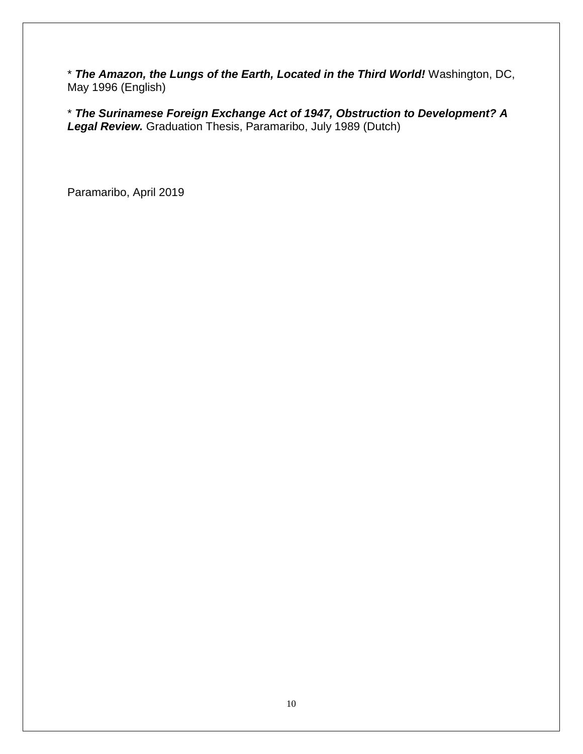* ***The Amazon, the Lungs of the Earth, Located in the Third World!*** Washington, DC, May 1996 (English)

* ***The Surinamese Foreign Exchange Act of 1947, Obstruction to Development? A Legal Review.*** Graduation Thesis, Paramaribo, July 1989 (Dutch)

Paramaribo, April 2019